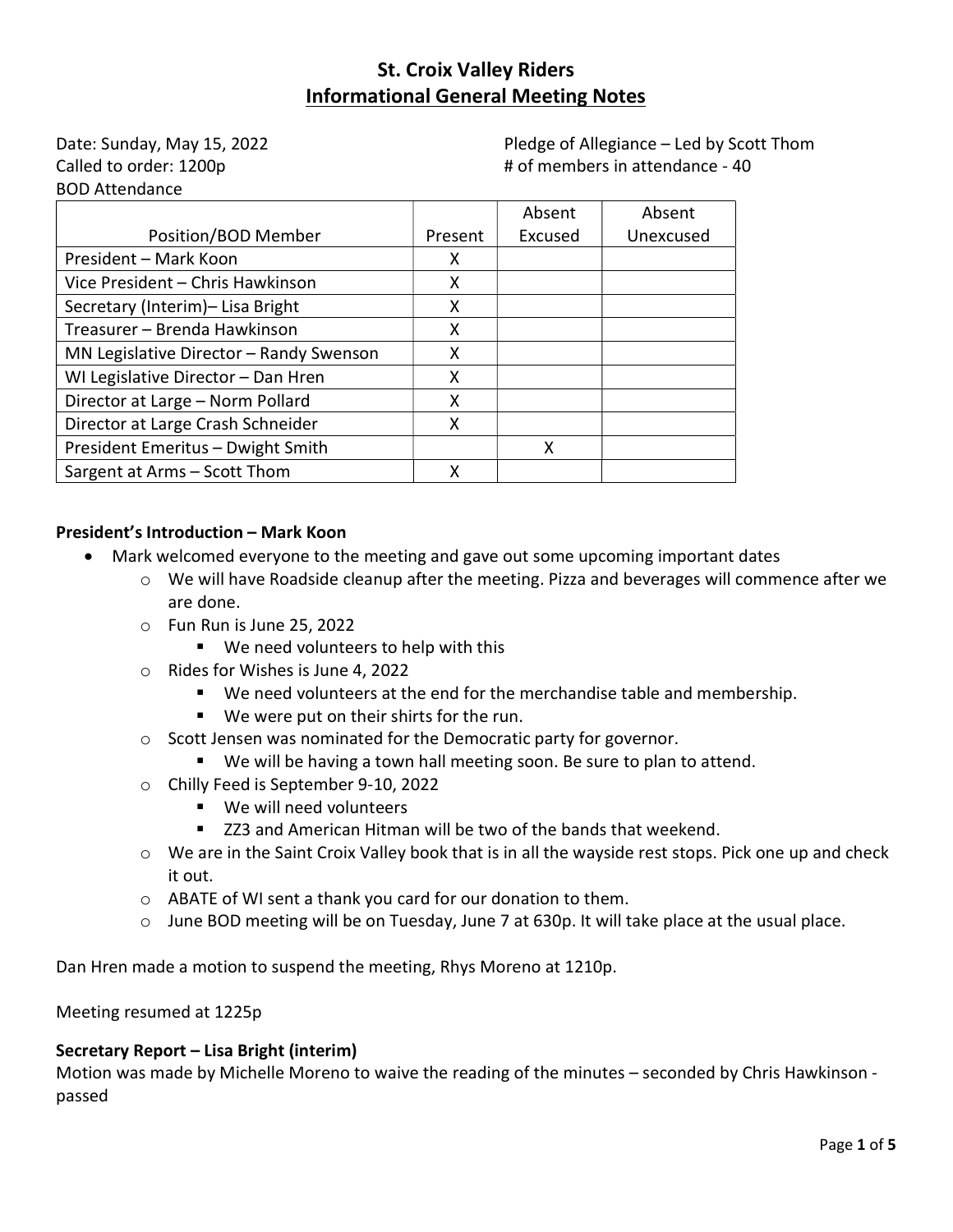# St. Croix Valley Riders
## Informational General Meeting Notes

Date: Sunday, May 15, 2022
Called to order: 1200p
BOD Attendance

Pledge of Allegiance – Led by Scott Thom
# of members in attendance - 40

| Position/BOD Member | Present | Absent Excused | Absent Unexcused |
|---|---|---|---|
| President – Mark Koon | X | | |
| Vice President – Chris Hawkinson | X | | |
| Secretary (Interim)– Lisa Bright | X | | |
| Treasurer – Brenda Hawkinson | X | | |
| MN Legislative Director – Randy Swenson | X | | |
| WI Legislative Director – Dan Hren | X | | |
| Director at Large – Norm Pollard | X | | |
| Director at Large Crash Schneider | X | | |
| President Emeritus – Dwight Smith | | X | |
| Sargent at Arms – Scott Thom | X | | |

**President's Introduction – Mark Koon**

- Mark welcomed everyone to the meeting and gave out some upcoming important dates
  - We will have Roadside cleanup after the meeting. Pizza and beverages will commence after we are done.
  - Fun Run is June 25, 2022
    - We need volunteers to help with this
  - Rides for Wishes is June 4, 2022
    - We need volunteers at the end for the merchandise table and membership.
    - We were put on their shirts for the run.
  - Scott Jensen was nominated for the Democratic party for governor.
    - We will be having a town hall meeting soon. Be sure to plan to attend.
  - Chilly Feed is September 9-10, 2022
    - We will need volunteers
    - ZZ3 and American Hitman will be two of the bands that weekend.
  - We are in the Saint Croix Valley book that is in all the wayside rest stops. Pick one up and check it out.
  - ABATE of WI sent a thank you card for our donation to them.
  - June BOD meeting will be on Tuesday, June 7 at 630p. It will take place at the usual place.

Dan Hren made a motion to suspend the meeting, Rhys Moreno at 1210p.

Meeting resumed at 1225p

**Secretary Report – Lisa Bright (interim)**

Motion was made by Michelle Moreno to waive the reading of the minutes – seconded by Chris Hawkinson - passed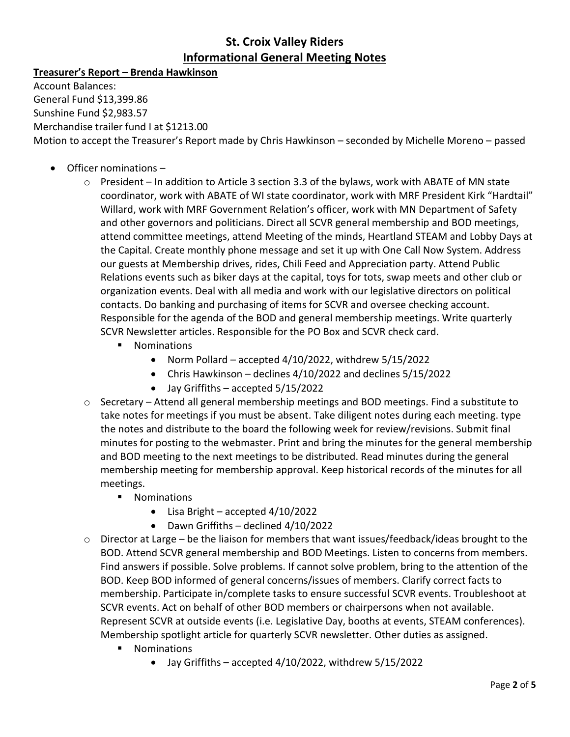# St. Croix Valley Riders

## Informational General Meeting Notes

**Treasurer's Report – Brenda Hawkinson**

Account Balances:
General Fund $13,399.86
Sunshine Fund $2,983.57
Merchandise trailer fund I at $1213.00
Motion to accept the Treasurer's Report made by Chris Hawkinson – seconded by Michelle Moreno – passed

- Officer nominations –
  - President – In addition to Article 3 section 3.3 of the bylaws, work with ABATE of MN state coordinator, work with ABATE of WI state coordinator, work with MRF President Kirk "Hardtail" Willard, work with MRF Government Relation's officer, work with MN Department of Safety and other governors and politicians. Direct all SCVR general membership and BOD meetings, attend committee meetings, attend Meeting of the minds, Heartland STEAM and Lobby Days at the Capital. Create monthly phone message and set it up with One Call Now System. Address our guests at Membership drives, rides, Chili Feed and Appreciation party. Attend Public Relations events such as biker days at the capital, toys for tots, swap meets and other club or organization events. Deal with all media and work with our legislative directors on political contacts. Do banking and purchasing of items for SCVR and oversee checking account. Responsible for the agenda of the BOD and general membership meetings. Write quarterly SCVR Newsletter articles. Responsible for the PO Box and SCVR check card.
    - Nominations
      - Norm Pollard – accepted 4/10/2022, withdrew 5/15/2022
      - Chris Hawkinson – declines 4/10/2022 and declines 5/15/2022
      - Jay Griffiths – accepted 5/15/2022
  - Secretary – Attend all general membership meetings and BOD meetings. Find a substitute to take notes for meetings if you must be absent. Take diligent notes during each meeting. type the notes and distribute to the board the following week for review/revisions. Submit final minutes for posting to the webmaster. Print and bring the minutes for the general membership and BOD meeting to the next meetings to be distributed. Read minutes during the general membership meeting for membership approval. Keep historical records of the minutes for all meetings.
    - Nominations
      - Lisa Bright – accepted 4/10/2022
      - Dawn Griffiths – declined 4/10/2022
  - Director at Large – be the liaison for members that want issues/feedback/ideas brought to the BOD. Attend SCVR general membership and BOD Meetings. Listen to concerns from members. Find answers if possible. Solve problems. If cannot solve problem, bring to the attention of the BOD. Keep BOD informed of general concerns/issues of members. Clarify correct facts to membership. Participate in/complete tasks to ensure successful SCVR events. Troubleshoot at SCVR events. Act on behalf of other BOD members or chairpersons when not available. Represent SCVR at outside events (i.e. Legislative Day, booths at events, STEAM conferences). Membership spotlight article for quarterly SCVR newsletter. Other duties as assigned.
    - Nominations
      - Jay Griffiths – accepted 4/10/2022, withdrew 5/15/2022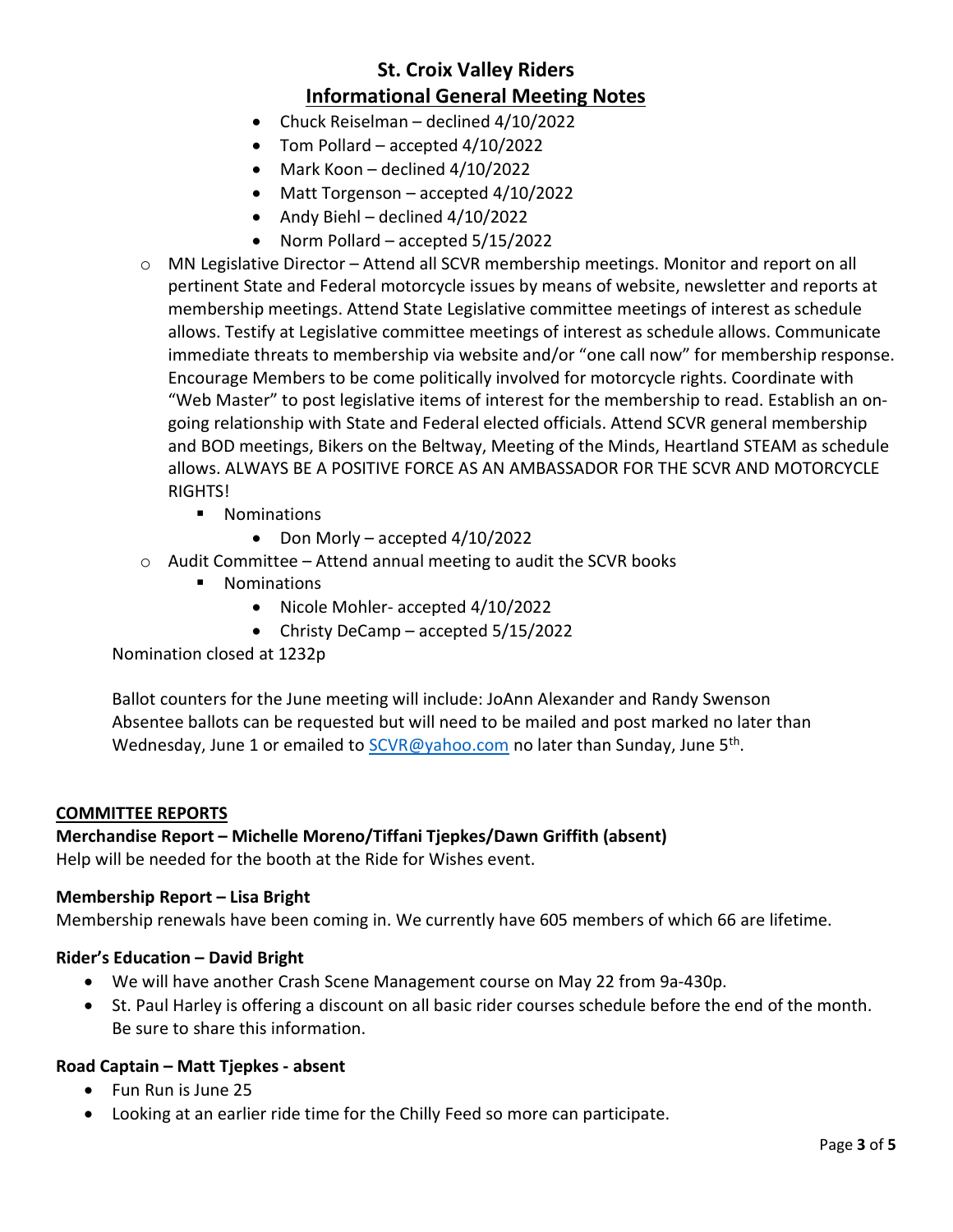# St. Croix Valley Riders

## Informational General Meeting Notes

- Chuck Reiselman – declined 4/10/2022
- Tom Pollard – accepted 4/10/2022
- Mark Koon – declined 4/10/2022
- Matt Torgenson – accepted 4/10/2022
- Andy Biehl – declined 4/10/2022
- Norm Pollard – accepted 5/15/2022

- MN Legislative Director – Attend all SCVR membership meetings. Monitor and report on all pertinent State and Federal motorcycle issues by means of website, newsletter and reports at membership meetings. Attend State Legislative committee meetings of interest as schedule allows. Testify at Legislative committee meetings of interest as schedule allows. Communicate immediate threats to membership via website and/or "one call now" for membership response. Encourage Members to be come politically involved for motorcycle rights. Coordinate with "Web Master" to post legislative items of interest for the membership to read. Establish an on-going relationship with State and Federal elected officials. Attend SCVR general membership and BOD meetings, Bikers on the Beltway, Meeting of the Minds, Heartland STEAM as schedule allows. ALWAYS BE A POSITIVE FORCE AS AN AMBASSADOR FOR THE SCVR AND MOTORCYCLE RIGHTS!
  - Nominations
    - Don Morly – accepted 4/10/2022
- Audit Committee – Attend annual meeting to audit the SCVR books
  - Nominations
    - Nicole Mohler- accepted 4/10/2022
    - Christy DeCamp – accepted 5/15/2022

Nomination closed at 1232p

Ballot counters for the June meeting will include: JoAnn Alexander and Randy Swenson
Absentee ballots can be requested but will need to be mailed and post marked no later than Wednesday, June 1 or emailed to SCVR@yahoo.com no later than Sunday, June 5th.

**COMMITTEE REPORTS**

**Merchandise Report – Michelle Moreno/Tiffani Tjepkes/Dawn Griffith (absent)**

Help will be needed for the booth at the Ride for Wishes event.

**Membership Report – Lisa Bright**

Membership renewals have been coming in. We currently have 605 members of which 66 are lifetime.

**Rider's Education – David Bright**

- We will have another Crash Scene Management course on May 22 from 9a-430p.
- St. Paul Harley is offering a discount on all basic rider courses schedule before the end of the month. Be sure to share this information.

**Road Captain – Matt Tjepkes - absent**

- Fun Run is June 25
- Looking at an earlier ride time for the Chilly Feed so more can participate.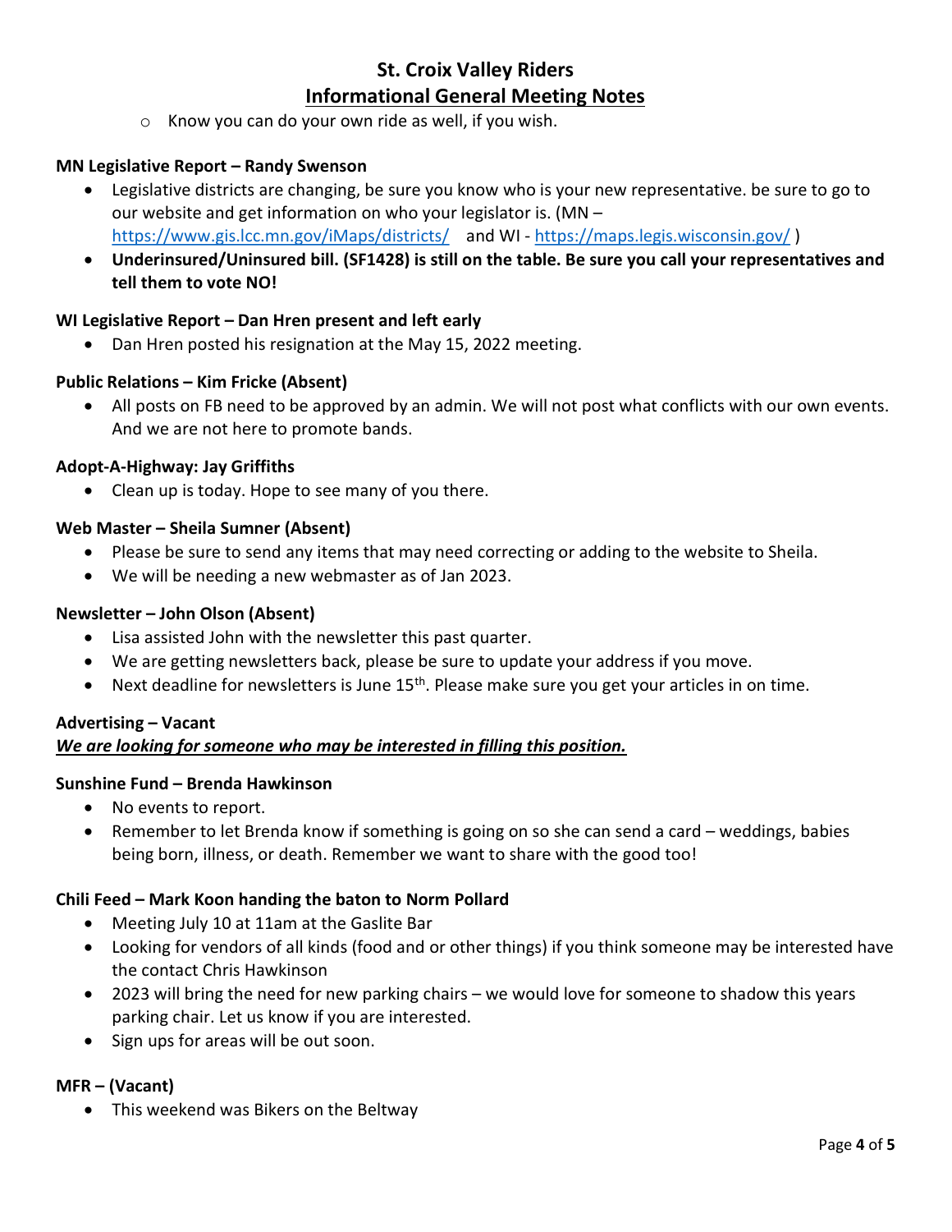- Know you can do your own ride as well, if you wish.

**MN Legislative Report – Randy Swenson**

- Legislative districts are changing, be sure you know who is your new representative. be sure to go to our website and get information on who your legislator is. (MN – https://www.gis.lcc.mn.gov/iMaps/districts/ and WI - https://maps.legis.wisconsin.gov/ )
- **Underinsured/Uninsured bill. (SF1428) is still on the table. Be sure you call your representatives and tell them to vote NO!**

**WI Legislative Report – Dan Hren present and left early**

- Dan Hren posted his resignation at the May 15, 2022 meeting.

**Public Relations – Kim Fricke (Absent)**

- All posts on FB need to be approved by an admin. We will not post what conflicts with our own events. And we are not here to promote bands.

**Adopt-A-Highway: Jay Griffiths**

- Clean up is today. Hope to see many of you there.

**Web Master – Sheila Sumner (Absent)**

- Please be sure to send any items that may need correcting or adding to the website to Sheila.
- We will be needing a new webmaster as of Jan 2023.

**Newsletter – John Olson (Absent)**

- Lisa assisted John with the newsletter this past quarter.
- We are getting newsletters back, please be sure to update your address if you move.
- Next deadline for newsletters is June 15th. Please make sure you get your articles in on time.

**Advertising – Vacant**

***We are looking for someone who may be interested in filling this position.***

**Sunshine Fund – Brenda Hawkinson**

- No events to report.
- Remember to let Brenda know if something is going on so she can send a card – weddings, babies being born, illness, or death. Remember we want to share with the good too!

**Chili Feed – Mark Koon handing the baton to Norm Pollard**

- Meeting July 10 at 11am at the Gaslite Bar
- Looking for vendors of all kinds (food and or other things) if you think someone may be interested have the contact Chris Hawkinson
- 2023 will bring the need for new parking chairs – we would love for someone to shadow this years parking chair. Let us know if you are interested.
- Sign ups for areas will be out soon.

**MFR – (Vacant)**

- This weekend was Bikers on the Beltway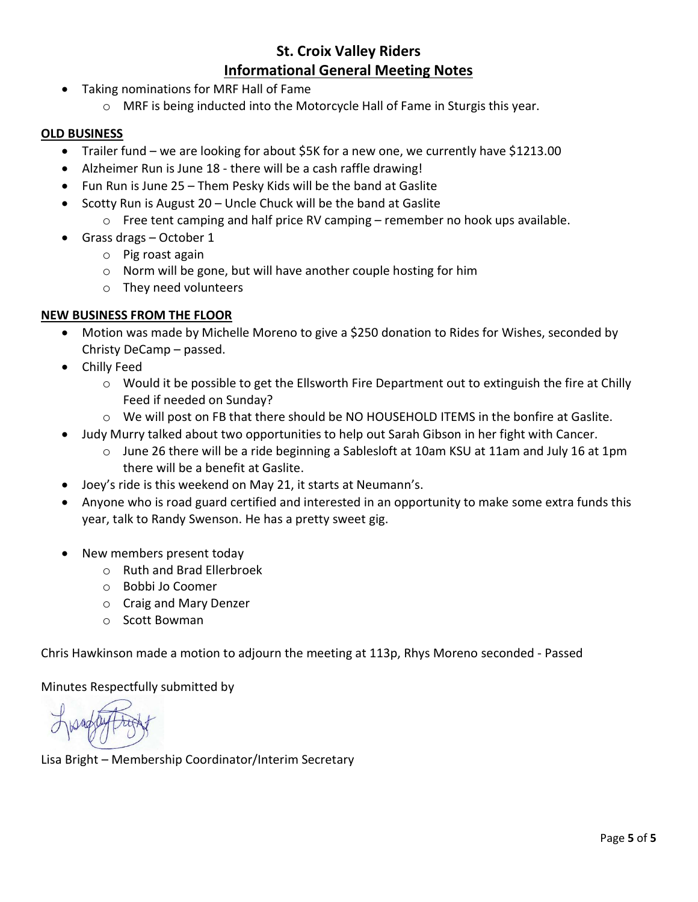# St. Croix Valley Riders

## Informational General Meeting Notes

- Taking nominations for MRF Hall of Fame
  - MRF is being inducted into the Motorcycle Hall of Fame in Sturgis this year.

**OLD BUSINESS**

- Trailer fund – we are looking for about $5K for a new one, we currently have $1213.00
- Alzheimer Run is June 18 - there will be a cash raffle drawing!
- Fun Run is June 25 – Them Pesky Kids will be the band at Gaslite
- Scotty Run is August 20 – Uncle Chuck will be the band at Gaslite
  - Free tent camping and half price RV camping – remember no hook ups available.
- Grass drags – October 1
  - Pig roast again
  - Norm will be gone, but will have another couple hosting for him
  - They need volunteers

**NEW BUSINESS FROM THE FLOOR**

- Motion was made by Michelle Moreno to give a $250 donation to Rides for Wishes, seconded by Christy DeCamp – passed.
- Chilly Feed
  - Would it be possible to get the Ellsworth Fire Department out to extinguish the fire at Chilly Feed if needed on Sunday?
  - We will post on FB that there should be NO HOUSEHOLD ITEMS in the bonfire at Gaslite.
- Judy Murry talked about two opportunities to help out Sarah Gibson in her fight with Cancer.
  - June 26 there will be a ride beginning a Sablesloft at 10am KSU at 11am and July 16 at 1pm there will be a benefit at Gaslite.
- Joey's ride is this weekend on May 21, it starts at Neumann's.
- Anyone who is road guard certified and interested in an opportunity to make some extra funds this year, talk to Randy Swenson. He has a pretty sweet gig.

- New members present today
  - Ruth and Brad Ellerbroek
  - Bobbi Jo Coomer
  - Craig and Mary Denzer
  - Scott Bowman

Chris Hawkinson made a motion to adjourn the meeting at 113p, Rhys Moreno seconded - Passed

Minutes Respectfully submitted by

Lisa Bright

Lisa Bright – Membership Coordinator/Interim Secretary